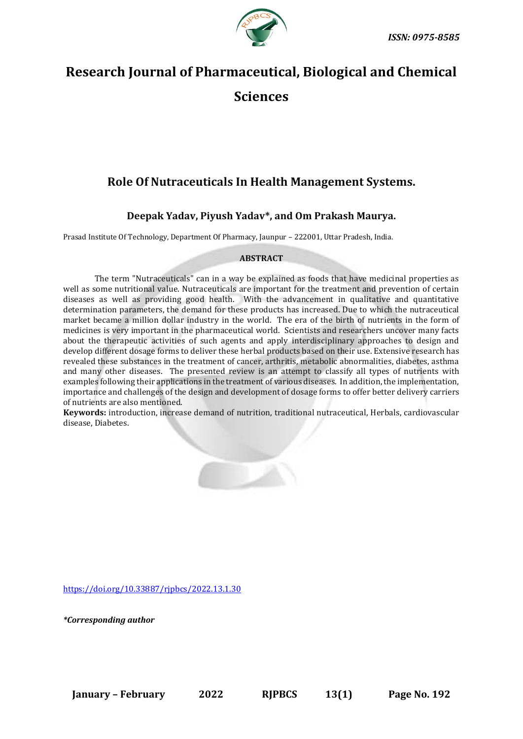ISSN: 0975-8585

# Research Journal of Pharmaceutical, Biological and Chemical Sciences

## Role Of Nutraceuticals In Health Management Systems.

### Deepak Yadav, Piyush Yadav*, and Om Prakash Maurya.

Prasad Institute Of Technology, Department Of Pharmacy, Jaunpur – 222001, Uttar Pradesh, India.

**ABSTRACT**

The term "Nutraceuticals" can in a way be explained as foods that have medicinal properties as well as some nutritional value. Nutraceuticals are important for the treatment and prevention of certain diseases as well as providing good health. With the advancement in qualitative and quantitative determination parameters, the demand for these products has increased. Due to which the nutraceutical market became a million dollar industry in the world. The era of the birth of nutrients in the form of medicines is very important in the pharmaceutical world. Scientists and researchers uncover many facts about the therapeutic activities of such agents and apply interdisciplinary approaches to design and develop different dosage forms to deliver these herbal products based on their use. Extensive research has revealed these substances in the treatment of cancer, arthritis, metabolic abnormalities, diabetes, asthma and many other diseases. The presented review is an attempt to classify all types of nutrients with examples following their applications in the treatment of various diseases. In addition, the implementation, importance and challenges of the design and development of dosage forms to offer better delivery carriers of nutrients are also mentioned.

**Keywords:** introduction, increase demand of nutrition, traditional nutraceutical, Herbals, cardiovascular disease, Diabetes.

https://doi.org/10.33887/rjpbcs/2022.13.1.30

*\*Corresponding author*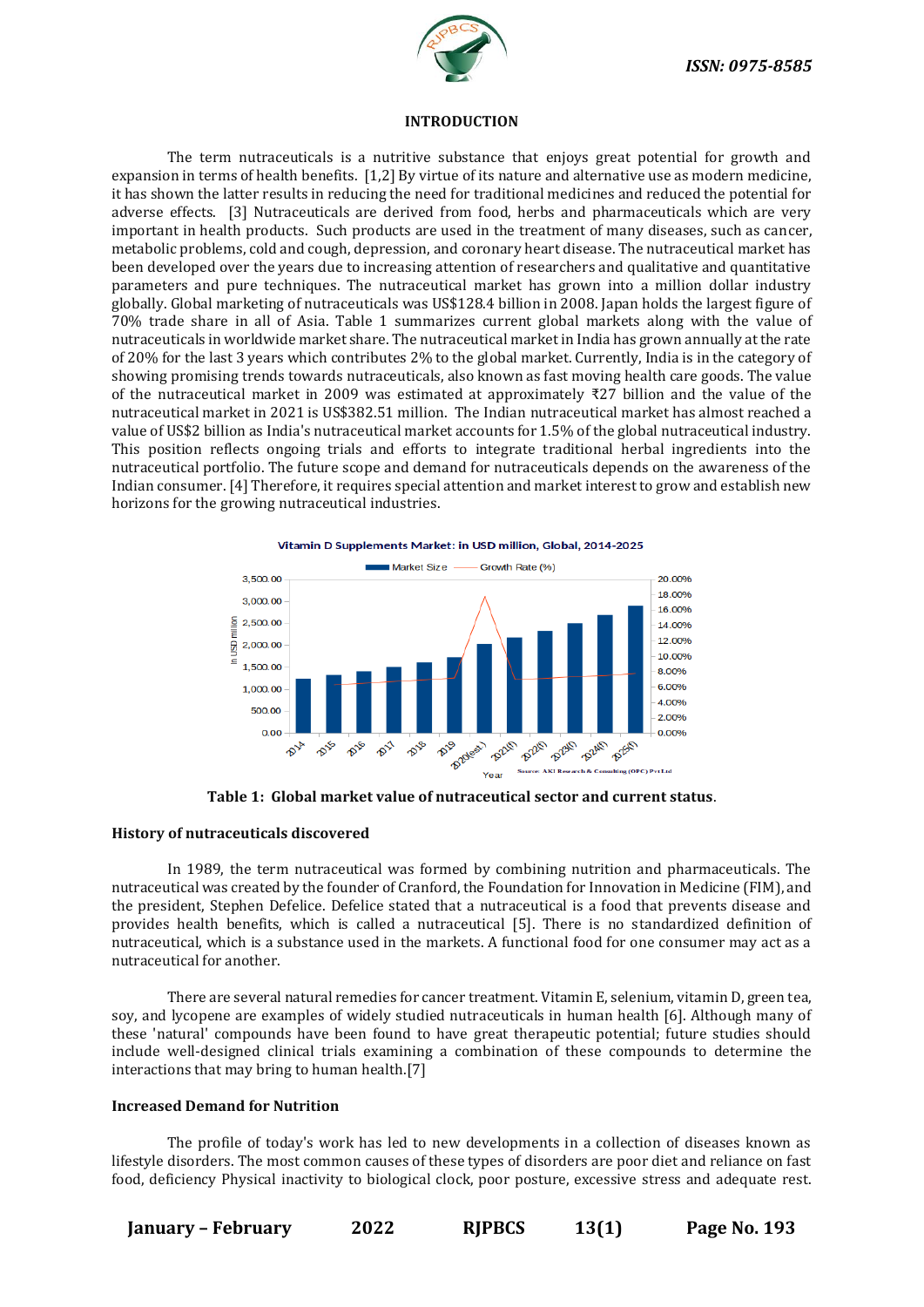## INTRODUCTION

The term nutraceuticals is a nutritive substance that enjoys great potential for growth and expansion in terms of health benefits. [1,2] By virtue of its nature and alternative use as modern medicine, it has shown the latter results in reducing the need for traditional medicines and reduced the potential for adverse effects. [3] Nutraceuticals are derived from food, herbs and pharmaceuticals which are very important in health products. Such products are used in the treatment of many diseases, such as cancer, metabolic problems, cold and cough, depression, and coronary heart disease. The nutraceutical market has been developed over the years due to increasing attention of researchers and qualitative and quantitative parameters and pure techniques. The nutraceutical market has grown into a million dollar industry globally. Global marketing of nutraceuticals was US$128.4 billion in 2008. Japan holds the largest figure of 70% trade share in all of Asia. Table 1 summarizes current global markets along with the value of nutraceuticals in worldwide market share. The nutraceutical market in India has grown annually at the rate of 20% for the last 3 years which contributes 2% to the global market. Currently, India is in the category of showing promising trends towards nutraceuticals, also known as fast moving health care goods. The value of the nutraceutical market in 2009 was estimated at approximately ₹27 billion and the value of the nutraceutical market in 2021 is US$382.51 million. The Indian nutraceutical market has almost reached a value of US$2 billion as India's nutraceutical market accounts for 1.5% of the global nutraceutical industry. This position reflects ongoing trials and efforts to integrate traditional herbal ingredients into the nutraceutical portfolio. The future scope and demand for nutraceuticals depends on the awareness of the Indian consumer. [4] Therefore, it requires special attention and market interest to grow and establish new horizons for the growing nutraceutical industries.

**Table 1: Global market value of nutraceutical sector and current status**.

### History of nutraceuticals discovered

In 1989, the term nutraceutical was formed by combining nutrition and pharmaceuticals. The nutraceutical was created by the founder of Cranford, the Foundation for Innovation in Medicine (FIM), and the president, Stephen Defelice. Defelice stated that a nutraceutical is a food that prevents disease and provides health benefits, which is called a nutraceutical [5]. There is no standardized definition of nutraceutical, which is a substance used in the markets. A functional food for one consumer may act as a nutraceutical for another.

There are several natural remedies for cancer treatment. Vitamin E, selenium, vitamin D, green tea, soy, and lycopene are examples of widely studied nutraceuticals in human health [6]. Although many of these 'natural' compounds have been found to have great therapeutic potential; future studies should include well-designed clinical trials examining a combination of these compounds to determine the interactions that may bring to human health.[7]

### Increased Demand for Nutrition

The profile of today's work has led to new developments in a collection of diseases known as lifestyle disorders. The most common causes of these types of disorders are poor diet and reliance on fast food, deficiency Physical inactivity to biological clock, poor posture, excessive stress and adequate rest.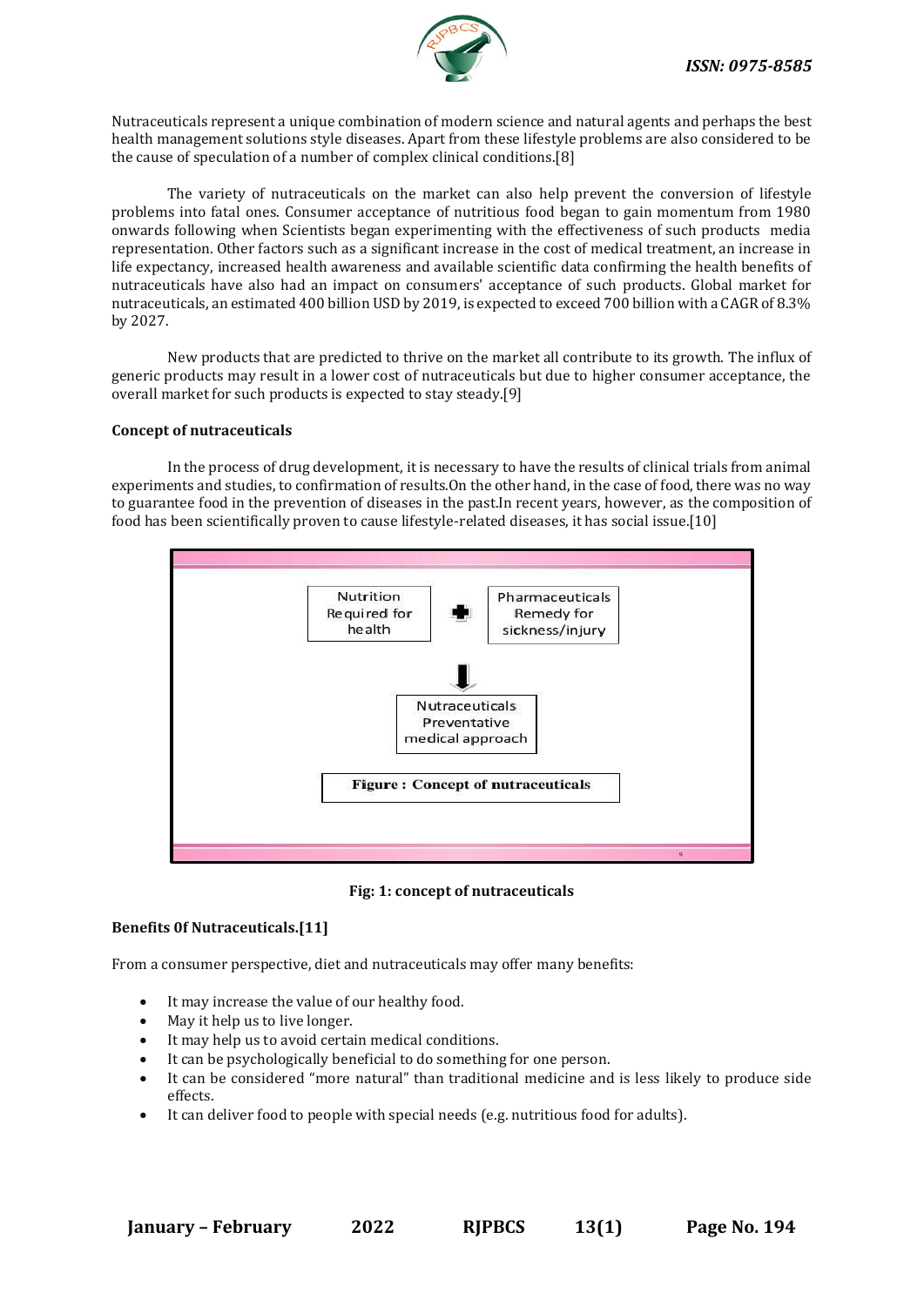Nutraceuticals represent a unique combination of modern science and natural agents and perhaps the best health management solutions style diseases. Apart from these lifestyle problems are also considered to be the cause of speculation of a number of complex clinical conditions.[8]

The variety of nutraceuticals on the market can also help prevent the conversion of lifestyle problems into fatal ones. Consumer acceptance of nutritious food began to gain momentum from 1980 onwards following when Scientists began experimenting with the effectiveness of such products media representation. Other factors such as a significant increase in the cost of medical treatment, an increase in life expectancy, increased health awareness and available scientific data confirming the health benefits of nutraceuticals have also had an impact on consumers' acceptance of such products. Global market for nutraceuticals, an estimated 400 billion USD by 2019, is expected to exceed 700 billion with a CAGR of 8.3% by 2027.

New products that are predicted to thrive on the market all contribute to its growth. The influx of generic products may result in a lower cost of nutraceuticals but due to higher consumer acceptance, the overall market for such products is expected to stay steady.[9]

**Concept of nutraceuticals**

In the process of drug development, it is necessary to have the results of clinical trials from animal experiments and studies, to confirmation of results.On the other hand, in the case of food, there was no way to guarantee food in the prevention of diseases in the past.In recent years, however, as the composition of food has been scientifically proven to cause lifestyle-related diseases, it has social issue.[10]

Nutrition Required for health + Pharmaceuticals Remedy for sickness/injury

↓

Nutraceuticals Preventative medical approach

**Figure : Concept of nutraceuticals**

**Fig: 1: concept of nutraceuticals**

**Benefits 0f Nutraceuticals.[11]**

From a consumer perspective, diet and nutraceuticals may offer many benefits:

- It may increase the value of our healthy food.
- May it help us to live longer.
- It may help us to avoid certain medical conditions.
- It can be psychologically beneficial to do something for one person.
- It can be considered "more natural" than traditional medicine and is less likely to produce side effects.
- It can deliver food to people with special needs (e.g. nutritious food for adults).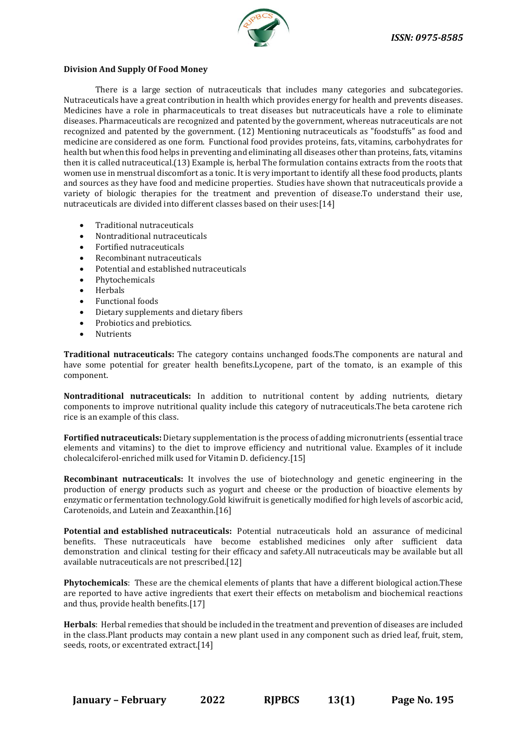**Division And Supply Of Food Money**

There is a large section of nutraceuticals that includes many categories and subcategories. Nutraceuticals have a great contribution in health which provides energy for health and prevents diseases. Medicines have a role in pharmaceuticals to treat diseases but nutraceuticals have a role to eliminate diseases. Pharmaceuticals are recognized and patented by the government, whereas nutraceuticals are not recognized and patented by the government. (12) Mentioning nutraceuticals as "foodstuffs" as food and medicine are considered as one form. Functional food provides proteins, fats, vitamins, carbohydrates for health but when this food helps in preventing and eliminating all diseases other than proteins, fats, vitamins then it is called nutraceutical.(13) Example is, herbal The formulation contains extracts from the roots that women use in menstrual discomfort as a tonic. It is very important to identify all these food products, plants and sources as they have food and medicine properties. Studies have shown that nutraceuticals provide a variety of biologic therapies for the treatment and prevention of disease.To understand their use, nutraceuticals are divided into different classes based on their uses:[14]

- Traditional nutraceuticals
- Nontraditional nutraceuticals
- Fortified nutraceuticals
- Recombinant nutraceuticals
- Potential and established nutraceuticals
- Phytochemicals
- Herbals
- Functional foods
- Dietary supplements and dietary fibers
- Probiotics and prebiotics.
- Nutrients

**Traditional nutraceuticals:** The category contains unchanged foods.The components are natural and have some potential for greater health benefits.Lycopene, part of the tomato, is an example of this component.

**Nontraditional nutraceuticals:** In addition to nutritional content by adding nutrients, dietary components to improve nutritional quality include this category of nutraceuticals.The beta carotene rich rice is an example of this class.

**Fortified nutraceuticals:** Dietary supplementation is the process of adding micronutrients (essential trace elements and vitamins) to the diet to improve efficiency and nutritional value. Examples of it include cholecalciferol-enriched milk used for Vitamin D. deficiency.[15]

**Recombinant nutraceuticals:** It involves the use of biotechnology and genetic engineering in the production of energy products such as yogurt and cheese or the production of bioactive elements by enzymatic or fermentation technology.Gold kiwifruit is genetically modified for high levels of ascorbic acid, Carotenoids, and Lutein and Zeaxanthin.[16]

**Potential and established nutraceuticals:** Potential nutraceuticals hold an assurance of medicinal benefits. These nutraceuticals have become established medicines only after sufficient data demonstration and clinical testing for their efficacy and safety.All nutraceuticals may be available but all available nutraceuticals are not prescribed.[12]

**Phytochemicals**: These are the chemical elements of plants that have a different biological action.These are reported to have active ingredients that exert their effects on metabolism and biochemical reactions and thus, provide health benefits.[17]

**Herbals**: Herbal remedies that should be included in the treatment and prevention of diseases are included in the class.Plant products may contain a new plant used in any component such as dried leaf, fruit, stem, seeds, roots, or excentrated extract.[14]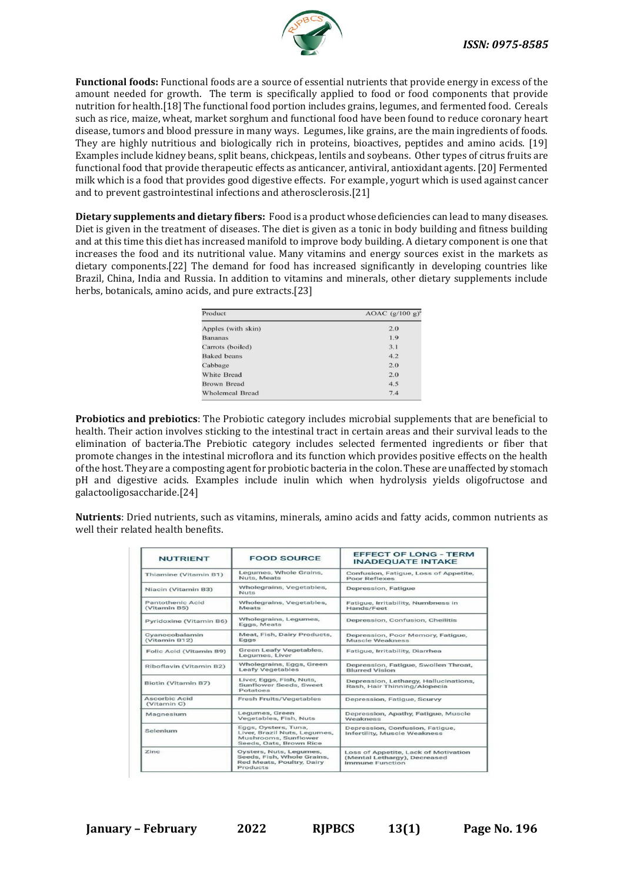**Functional foods:** Functional foods are a source of essential nutrients that provide energy in excess of the amount needed for growth. The term is specifically applied to food or food components that provide nutrition for health.[18] The functional food portion includes grains, legumes, and fermented food. Cereals such as rice, maize, wheat, market sorghum and functional food have been found to reduce coronary heart disease, tumors and blood pressure in many ways. Legumes, like grains, are the main ingredients of foods. They are highly nutritious and biologically rich in proteins, bioactives, peptides and amino acids. [19] Examples include kidney beans, split beans, chickpeas, lentils and soybeans. Other types of citrus fruits are functional food that provide therapeutic effects as anticancer, antiviral, antioxidant agents. [20] Fermented milk which is a food that provides good digestive effects. For example, yogurt which is used against cancer and to prevent gastrointestinal infections and atherosclerosis.[21]

**Dietary supplements and dietary fibers:** Food is a product whose deficiencies can lead to many diseases. Diet is given in the treatment of diseases. The diet is given as a tonic in body building and fitness building and at this time this diet has increased manifold to improve body building. A dietary component is one that increases the food and its nutritional value. Many vitamins and energy sources exist in the markets as dietary components.[22] The demand for food has increased significantly in developing countries like Brazil, China, India and Russia. In addition to vitamins and minerals, other dietary supplements include herbs, botanicals, amino acids, and pure extracts.[23]

| Product | AOAC (g/100 g)[a] |
|---|---|
| Apples (with skin) | 2.0 |
| Bananas | 1.9 |
| Carrots (boiled) | 3.1 |
| Baked beans | 4.2 |
| Cabbage | 2.0 |
| White Bread | 2.0 |
| Brown Bread | 4.5 |
| Wholemeal Bread | 7.4 |

**Probiotics and prebiotics**: The Probiotic category includes microbial supplements that are beneficial to health. Their action involves sticking to the intestinal tract in certain areas and their survival leads to the elimination of bacteria.The Prebiotic category includes selected fermented ingredients or fiber that promote changes in the intestinal microflora and its function which provides positive effects on the health of the host. They are a composting agent for probiotic bacteria in the colon. These are unaffected by stomach pH and digestive acids. Examples include inulin which when hydrolysis yields oligofructose and galactooligosaccharide.[24]

**Nutrients**: Dried nutrients, such as vitamins, minerals, amino acids and fatty acids, common nutrients as well their related health benefits.

| NUTRIENT | FOOD SOURCE | EFFECT OF LONG - TERM INADEQUATE INTAKE |
|---|---|---|
| Thiamine (Vitamin B1) | Legumes, Whole Grains, Nuts, Meats | Confusion, Fatigue, Loss of Appetite, Poor Reflexes |
| Niacin (Vitamin B3) | Wholegrains, Vegetables, Nuts | Depression, Fatigue |
| Pantothenic Acid (Vitamin B5) | Wholegrains, Vegetables, Meats | Fatigue, Irritability, Numbness in Hands/Feet |
| Pyridoxine (Vitamin B6) | Wholegrains, Legumes, Eggs, Meats | Depression, Confusion, Cheilitis |
| Cyanocobalamin (Vitamin B12) | Meat, Fish, Dairy Products, Eggs | Depression, Poor Memory, Fatigue, Muscle Weakness |
| Folic Acid (Vitamin B9) | Green Leafy Vegetables, Legumes, Liver | Fatigue, Irritability, Diarrhea |
| Riboflavin (Vitamin B2) | Wholegrains, Eggs, Green Leafy Vegetables | Depression, Fatigue, Swollen Throat, Blurred Vision |
| Biotin (Vitamin B7) | Liver, Eggs, Fish, Nuts, Sunflower Seeds, Sweet Potatoes | Depression, Lethargy, Hallucinations, Rash, Hair Thinning/Alopecia |
| Ascorbic Acid (Vitamin C) | Fresh Fruits/Vegetables | Depression, Fatigue, Scurvy |
| Magnesium | Legumes, Green Vegetables, Fish, Nuts | Depression, Apathy, Fatigue, Muscle Weakness |
| Selenium | Eggs, Oysters, Tuna, Liver, Brazil Nuts, Legumes, Mushrooms, Sunflower Seeds, Oats, Brown Rice | Depression, Confusion, Fatigue, Infertility, Muscle Weakness |
| Zinc | Oysters, Nuts, Legumes, Seeds, Fish, Whole Grains, Red Meats, Poultry, Dairy Products | Loss of Appetite, Lack of Motivation (Mental Lethargy), Decreased Immune Function |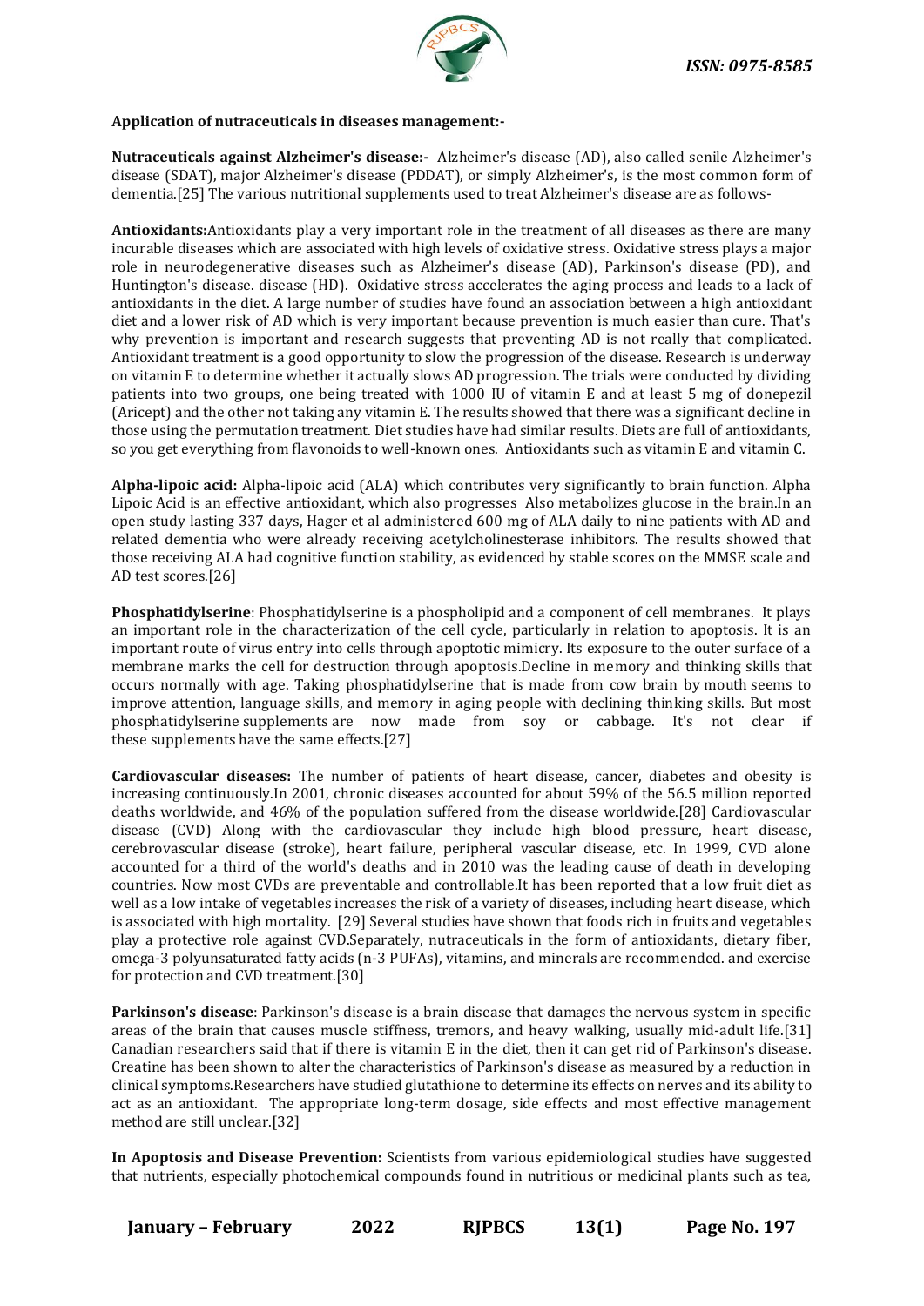**Application of nutraceuticals in diseases management:-**

**Nutraceuticals against Alzheimer's disease:-** Alzheimer's disease (AD), also called senile Alzheimer's disease (SDAT), major Alzheimer's disease (PDDAT), or simply Alzheimer's, is the most common form of dementia.[25] The various nutritional supplements used to treat Alzheimer's disease are as follows-

**Antioxidants:**Antioxidants play a very important role in the treatment of all diseases as there are many incurable diseases which are associated with high levels of oxidative stress. Oxidative stress plays a major role in neurodegenerative diseases such as Alzheimer's disease (AD), Parkinson's disease (PD), and Huntington's disease. disease (HD). Oxidative stress accelerates the aging process and leads to a lack of antioxidants in the diet. A large number of studies have found an association between a high antioxidant diet and a lower risk of AD which is very important because prevention is much easier than cure. That's why prevention is important and research suggests that preventing AD is not really that complicated. Antioxidant treatment is a good opportunity to slow the progression of the disease. Research is underway on vitamin E to determine whether it actually slows AD progression. The trials were conducted by dividing patients into two groups, one being treated with 1000 IU of vitamin E and at least 5 mg of donepezil (Aricept) and the other not taking any vitamin E. The results showed that there was a significant decline in those using the permutation treatment. Diet studies have had similar results. Diets are full of antioxidants, so you get everything from flavonoids to well-known ones. Antioxidants such as vitamin E and vitamin C.

**Alpha-lipoic acid:** Alpha-lipoic acid (ALA) which contributes very significantly to brain function. Alpha Lipoic Acid is an effective antioxidant, which also progresses Also metabolizes glucose in the brain.In an open study lasting 337 days, Hager et al administered 600 mg of ALA daily to nine patients with AD and related dementia who were already receiving acetylcholinesterase inhibitors. The results showed that those receiving ALA had cognitive function stability, as evidenced by stable scores on the MMSE scale and AD test scores.[26]

**Phosphatidylserine**: Phosphatidylserine is a phospholipid and a component of cell membranes. It plays an important role in the characterization of the cell cycle, particularly in relation to apoptosis. It is an important route of virus entry into cells through apoptotic mimicry. Its exposure to the outer surface of a membrane marks the cell for destruction through apoptosis.Decline in memory and thinking skills that occurs normally with age. Taking phosphatidylserine that is made from cow brain by mouth seems to improve attention, language skills, and memory in aging people with declining thinking skills. But most phosphatidylserine supplements are now made from soy or cabbage. It's not clear if these supplements have the same effects.[27]

**Cardiovascular diseases:** The number of patients of heart disease, cancer, diabetes and obesity is increasing continuously.In 2001, chronic diseases accounted for about 59% of the 56.5 million reported deaths worldwide, and 46% of the population suffered from the disease worldwide.[28] Cardiovascular disease (CVD) Along with the cardiovascular they include high blood pressure, heart disease, cerebrovascular disease (stroke), heart failure, peripheral vascular disease, etc. In 1999, CVD alone accounted for a third of the world's deaths and in 2010 was the leading cause of death in developing countries. Now most CVDs are preventable and controllable.It has been reported that a low fruit diet as well as a low intake of vegetables increases the risk of a variety of diseases, including heart disease, which is associated with high mortality. [29] Several studies have shown that foods rich in fruits and vegetables play a protective role against CVD.Separately, nutraceuticals in the form of antioxidants, dietary fiber, omega-3 polyunsaturated fatty acids (n-3 PUFAs), vitamins, and minerals are recommended. and exercise for protection and CVD treatment.[30]

**Parkinson's disease**: Parkinson's disease is a brain disease that damages the nervous system in specific areas of the brain that causes muscle stiffness, tremors, and heavy walking, usually mid-adult life.[31] Canadian researchers said that if there is vitamin E in the diet, then it can get rid of Parkinson's disease. Creatine has been shown to alter the characteristics of Parkinson's disease as measured by a reduction in clinical symptoms.Researchers have studied glutathione to determine its effects on nerves and its ability to act as an antioxidant. The appropriate long-term dosage, side effects and most effective management method are still unclear.[32]

**In Apoptosis and Disease Prevention:** Scientists from various epidemiological studies have suggested that nutrients, especially photochemical compounds found in nutritious or medicinal plants such as tea,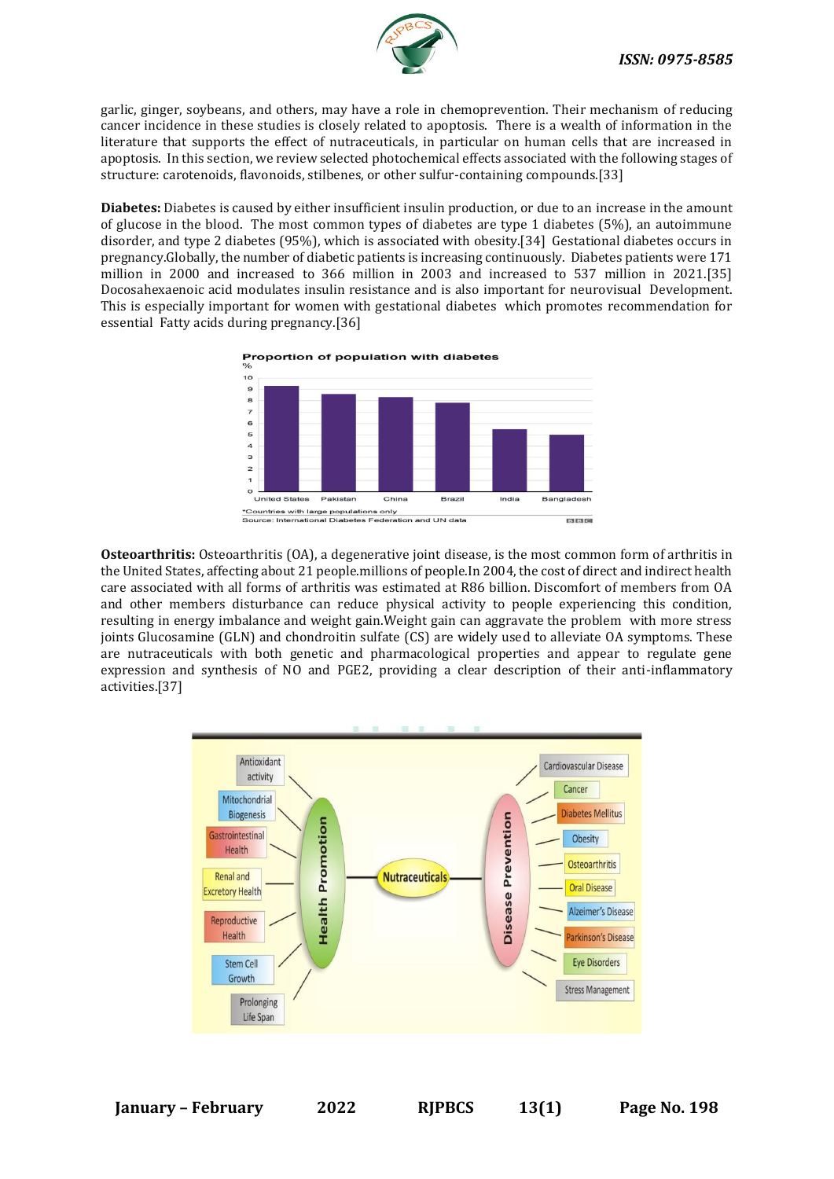garlic, ginger, soybeans, and others, may have a role in chemoprevention. Their mechanism of reducing cancer incidence in these studies is closely related to apoptosis. There is a wealth of information in the literature that supports the effect of nutraceuticals, in particular on human cells that are increased in apoptosis. In this section, we review selected photochemical effects associated with the following stages of structure: carotenoids, flavonoids, stilbenes, or other sulfur-containing compounds.[33]

**Diabetes:** Diabetes is caused by either insufficient insulin production, or due to an increase in the amount of glucose in the blood. The most common types of diabetes are type 1 diabetes (5%), an autoimmune disorder, and type 2 diabetes (95%), which is associated with obesity.[34] Gestational diabetes occurs in pregnancy.Globally, the number of diabetic patients is increasing continuously. Diabetes patients were 171 million in 2000 and increased to 366 million in 2003 and increased to 537 million in 2021.[35] Docosahexaenoic acid modulates insulin resistance and is also important for neurovisual Development. This is especially important for women with gestational diabetes which promotes recommendation for essential Fatty acids during pregnancy.[36]

**Osteoarthritis:** Osteoarthritis (OA), a degenerative joint disease, is the most common form of arthritis in the United States, affecting about 21 people.millions of people.In 2004, the cost of direct and indirect health care associated with all forms of arthritis was estimated at R86 billion. Discomfort of members from OA and other members disturbance can reduce physical activity to people experiencing this condition, resulting in energy imbalance and weight gain.Weight gain can aggravate the problem with more stress joints Glucosamine (GLN) and chondroitin sulfate (CS) are widely used to alleviate OA symptoms. These are nutraceuticals with both genetic and pharmacological properties and appear to regulate gene expression and synthesis of NO and PGE2, providing a clear description of their anti-inflammatory activities.[37]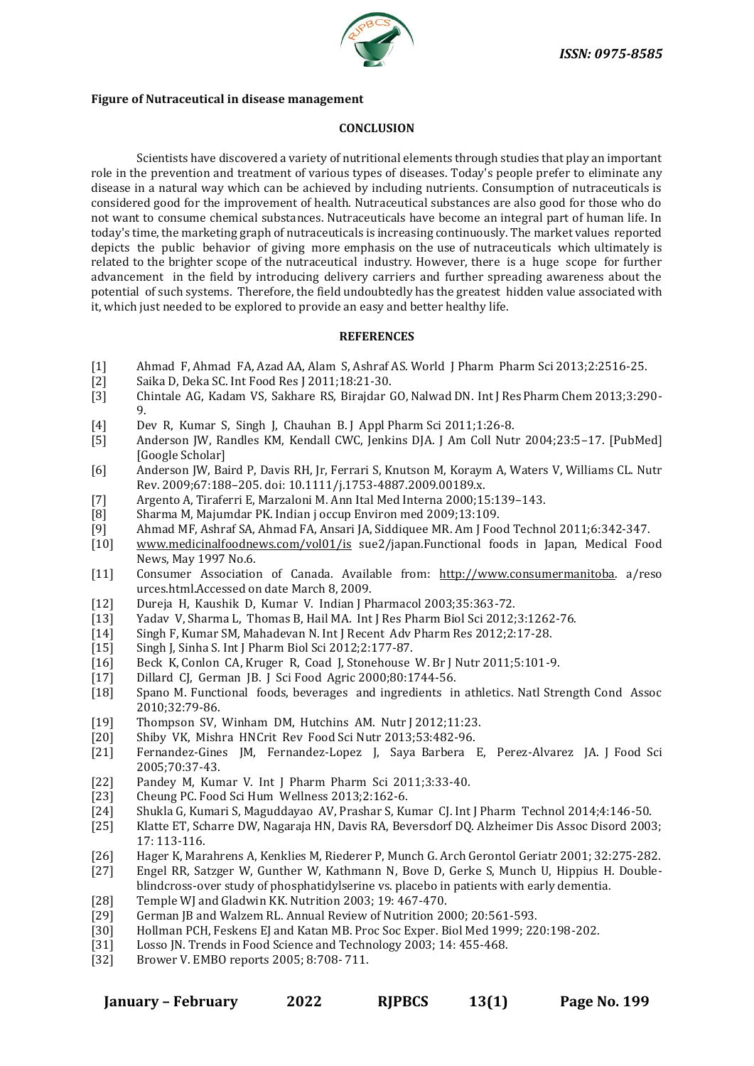**Figure of Nutraceutical in disease management**

## CONCLUSION

Scientists have discovered a variety of nutritional elements through studies that play an important role in the prevention and treatment of various types of diseases. Today's people prefer to eliminate any disease in a natural way which can be achieved by including nutrients. Consumption of nutraceuticals is considered good for the improvement of health. Nutraceutical substances are also good for those who do not want to consume chemical substances. Nutraceuticals have become an integral part of human life. In today's time, the marketing graph of nutraceuticals is increasing continuously. The market values reported depicts the public behavior of giving more emphasis on the use of nutraceuticals which ultimately is related to the brighter scope of the nutraceutical industry. However, there is a huge scope for further advancement in the field by introducing delivery carriers and further spreading awareness about the potential of such systems. Therefore, the field undoubtedly has the greatest hidden value associated with it, which just needed to be explored to provide an easy and better healthy life.

## REFERENCES

[1] Ahmad F, Ahmad FA, Azad AA, Alam S, Ashraf AS. World J Pharm Pharm Sci 2013;2:2516-25.
[2] Saika D, Deka SC. Int Food Res J 2011;18:21-30.
[3] Chintale AG, Kadam VS, Sakhare RS, Birajdar GO, Nalwad DN. Int J Res Pharm Chem 2013;3:290-9.
[4] Dev R, Kumar S, Singh J, Chauhan B. J Appl Pharm Sci 2011;1:26-8.
[5] Anderson JW, Randles KM, Kendall CWC, Jenkins DJA. J Am Coll Nutr 2004;23:5–17. [PubMed] [Google Scholar]
[6] Anderson JW, Baird P, Davis RH, Jr, Ferrari S, Knutson M, Koraym A, Waters V, Williams CL. Nutr Rev. 2009;67:188–205. doi: 10.1111/j.1753-4887.2009.00189.x.
[7] Argento A, Tiraferri E, Marzaloni M. Ann Ital Med Interna 2000;15:139–143.
[8] Sharma M, Majumdar PK. Indian j occup Environ med 2009;13:109.
[9] Ahmad MF, Ashraf SA, Ahmad FA, Ansari JA, Siddiquee MR. Am J Food Technol 2011;6:342-347.
[10] www.medicinalfoodnews.com/vol01/is sue2/japan.Functional foods in Japan, Medical Food News, May 1997 No.6.
[11] Consumer Association of Canada. Available from: http://www.consumermanitoba. a/resources.html.Accessed on date March 8, 2009.
[12] Dureja H, Kaushik D, Kumar V. Indian J Pharmacol 2003;35:363-72.
[13] Yadav V, Sharma L, Thomas B, Hail MA. Int J Res Pharm Biol Sci 2012;3:1262-76.
[14] Singh F, Kumar SM, Mahadevan N. Int J Recent Adv Pharm Res 2012;2:17-28.
[15] Singh J, Sinha S. Int J Pharm Biol Sci 2012;2:177-87.
[16] Beck K, Conlon CA, Kruger R, Coad J, Stonehouse W. Br J Nutr 2011;5:101-9.
[17] Dillard CJ, German JB. J Sci Food Agric 2000;80:1744-56.
[18] Spano M. Functional foods, beverages and ingredients in athletics. Natl Strength Cond Assoc 2010;32:79-86.
[19] Thompson SV, Winham DM, Hutchins AM. Nutr J 2012;11:23.
[20] Shiby VK, Mishra HNCrit Rev Food Sci Nutr 2013;53:482-96.
[21] Fernandez-Gines JM, Fernandez-Lopez J, Saya Barbera E, Perez-Alvarez JA. J Food Sci 2005;70:37-43.
[22] Pandey M, Kumar V. Int J Pharm Pharm Sci 2011;3:33-40.
[23] Cheung PC. Food Sci Hum Wellness 2013;2:162-6.
[24] Shukla G, Kumari S, Maguddayao AV, Prashar S, Kumar CJ. Int J Pharm Technol 2014;4:146-50.
[25] Klatte ET, Scharre DW, Nagaraja HN, Davis RA, Beversdorf DQ. Alzheimer Dis Assoc Disord 2003; 17: 113-116.
[26] Hager K, Marahrens A, Kenklies M, Riederer P, Munch G. Arch Gerontol Geriatr 2001; 32:275-282.
[27] Engel RR, Satzger W, Gunther W, Kathmann N, Bove D, Gerke S, Munch U, Hippius H. Double-blindcross-over study of phosphatidylserine vs. placebo in patients with early dementia.
[28] Temple WJ and Gladwin KK. Nutrition 2003; 19: 467-470.
[29] German JB and Walzem RL. Annual Review of Nutrition 2000; 20:561-593.
[30] Hollman PCH, Feskens EJ and Katan MB. Proc Soc Exper. Biol Med 1999; 220:198-202.
[31] Losso JN. Trends in Food Science and Technology 2003; 14: 455-468.
[32] Brower V. EMBO reports 2005; 8:708- 711.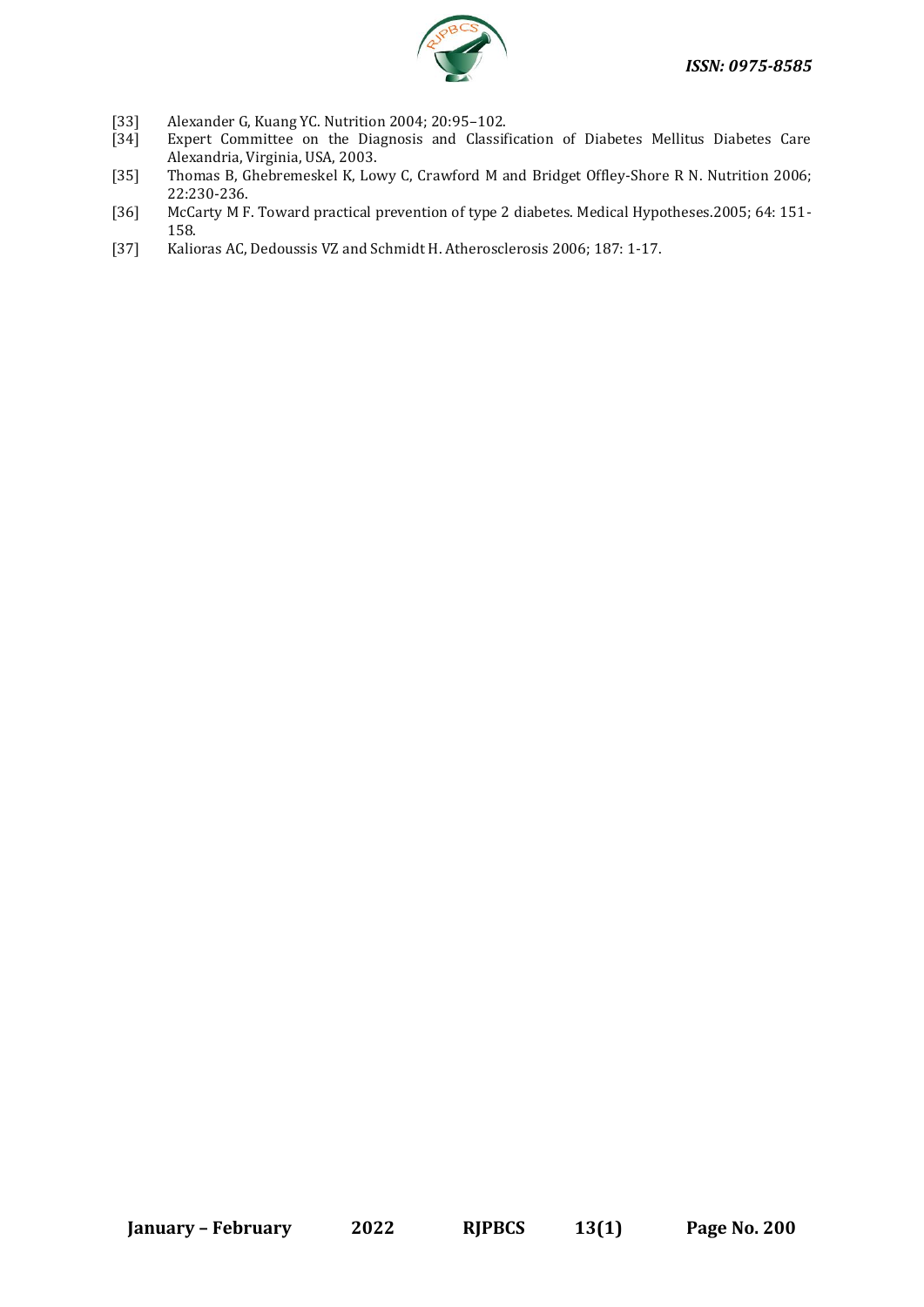[33] Alexander G, Kuang YC. Nutrition 2004; 20:95–102.

[34] Expert Committee on the Diagnosis and Classification of Diabetes Mellitus Diabetes Care Alexandria, Virginia, USA, 2003.

[35] Thomas B, Ghebremeskel K, Lowy C, Crawford M and Bridget Offley-Shore R N. Nutrition 2006; 22:230-236.

[36] McCarty M F. Toward practical prevention of type 2 diabetes. Medical Hypotheses.2005; 64: 151-158.

[37] Kalioras AC, Dedoussis VZ and Schmidt H. Atherosclerosis 2006; 187: 1-17.